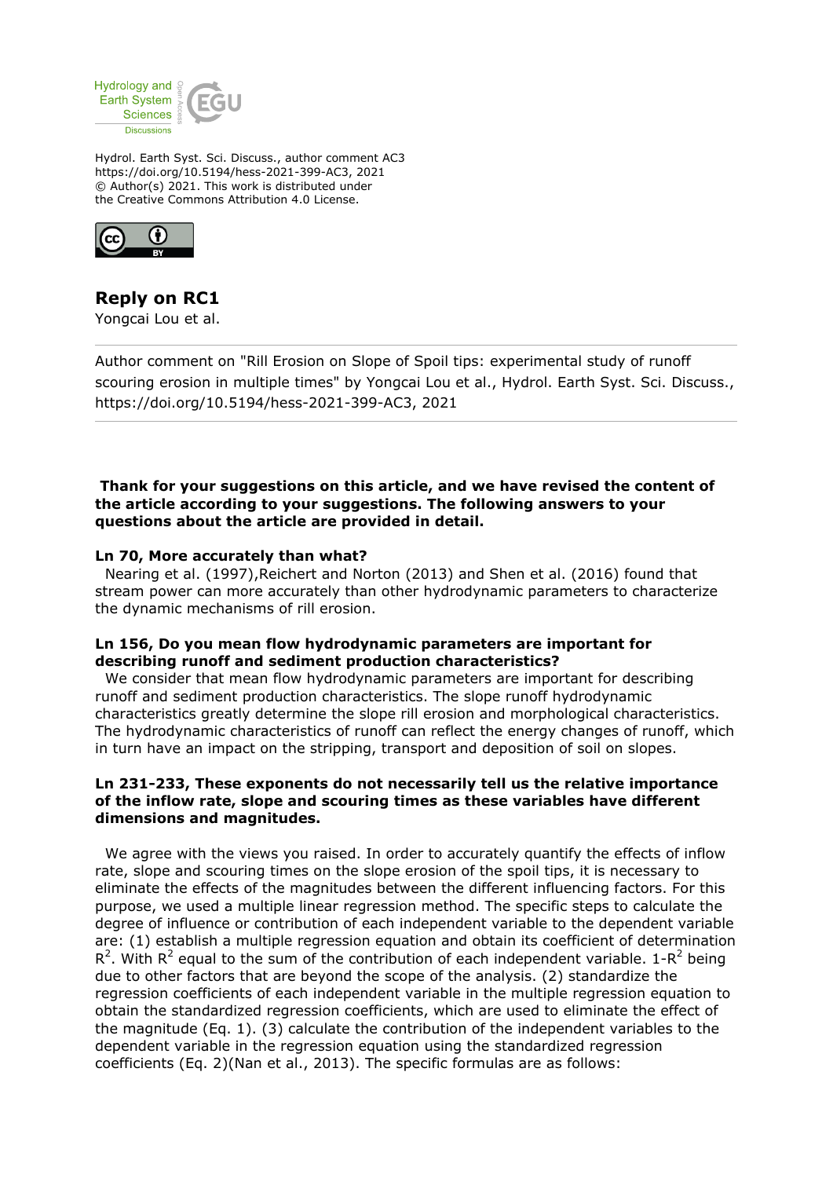Hydrol. Earth Syst. Sci. Discuss., author comment AC3
https://doi.org/10.5194/hess-2021-399-AC3, 2021
© Author(s) 2021. This work is distributed under
the Creative Commons Attribution 4.0 License.

# Reply on RC1

Yongcai Lou et al.

Author comment on "Rill Erosion on Slope of Spoil tips: experimental study of runoff scouring erosion in multiple times" by Yongcai Lou et al., Hydrol. Earth Syst. Sci. Discuss., https://doi.org/10.5194/hess-2021-399-AC3, 2021

**Thank for your suggestions on this article, and we have revised the content of the article according to your suggestions. The following answers to your questions about the article are provided in detail.**

**Ln 70, More accurately than what?**

Nearing et al. (1997),Reichert and Norton (2013) and Shen et al. (2016) found that stream power can more accurately than other hydrodynamic parameters to characterize the dynamic mechanisms of rill erosion.

**Ln 156, Do you mean flow hydrodynamic parameters are important for describing runoff and sediment production characteristics?**

We consider that mean flow hydrodynamic parameters are important for describing runoff and sediment production characteristics. The slope runoff hydrodynamic characteristics greatly determine the slope rill erosion and morphological characteristics. The hydrodynamic characteristics of runoff can reflect the energy changes of runoff, which in turn have an impact on the stripping, transport and deposition of soil on slopes.

**Ln 231-233, These exponents do not necessarily tell us the relative importance of the inflow rate, slope and scouring times as these variables have different dimensions and magnitudes.**

We agree with the views you raised. In order to accurately quantify the effects of inflow rate, slope and scouring times on the slope erosion of the spoil tips, it is necessary to eliminate the effects of the magnitudes between the different influencing factors. For this purpose, we used a multiple linear regression method. The specific steps to calculate the degree of influence or contribution of each independent variable to the dependent variable are: (1) establish a multiple regression equation and obtain its coefficient of determination $R^2$. With $R^2$ equal to the sum of the contribution of each independent variable. $1-R^2$ being due to other factors that are beyond the scope of the analysis. (2) standardize the regression coefficients of each independent variable in the multiple regression equation to obtain the standardized regression coefficients, which are used to eliminate the effect of the magnitude (Eq. 1). (3) calculate the contribution of the independent variables to the dependent variable in the regression equation using the standardized regression coefficients (Eq. 2)(Nan et al., 2013). The specific formulas are as follows: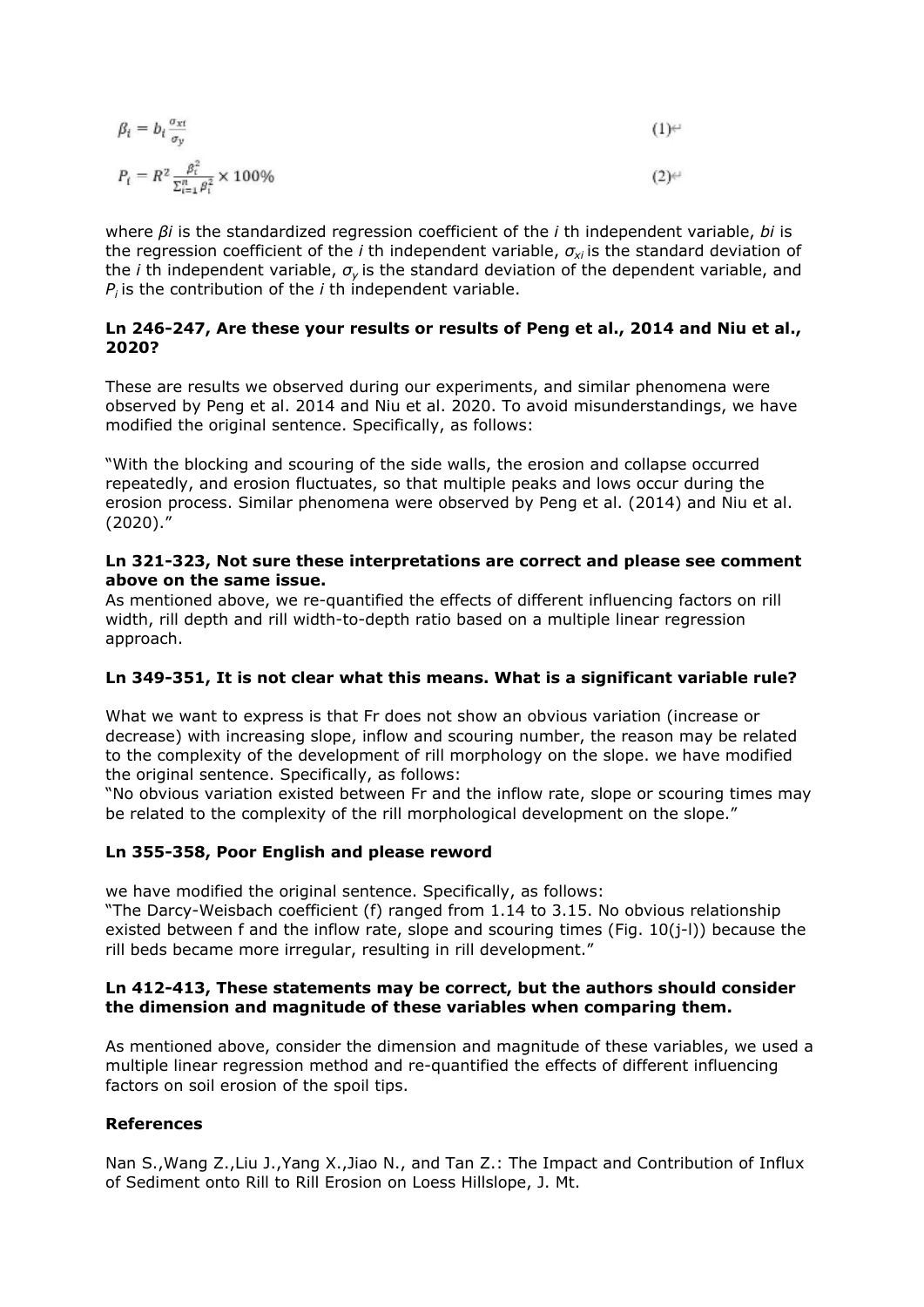$$\beta_i = b_i \frac{\sigma_{xi}}{\sigma_y} \quad (1)$$

$$P_i = R^2 \frac{\beta_i^2}{\sum_{i=1}^{n} \beta_i^2} \times 100\% \quad (2)$$

where $\beta i$ is the standardized regression coefficient of the *i* th independent variable, *bi* is the regression coefficient of the *i* th independent variable, $\sigma_{xi}$ is the standard deviation of the *i* th independent variable, $\sigma_y$ is the standard deviation of the dependent variable, and $P_i$ is the contribution of the *i* th independent variable.

**Ln 246-247, Are these your results or results of Peng et al., 2014 and Niu et al., 2020?**

These are results we observed during our experiments, and similar phenomena were observed by Peng et al. 2014 and Niu et al. 2020. To avoid misunderstandings, we have modified the original sentence. Specifically, as follows:

"With the blocking and scouring of the side walls, the erosion and collapse occurred repeatedly, and erosion fluctuates, so that multiple peaks and lows occur during the erosion process. Similar phenomena were observed by Peng et al. (2014) and Niu et al. (2020)."

**Ln 321-323, Not sure these interpretations are correct and please see comment above on the same issue.**

As mentioned above, we re-quantified the effects of different influencing factors on rill width, rill depth and rill width-to-depth ratio based on a multiple linear regression approach.

**Ln 349-351, It is not clear what this means. What is a significant variable rule?**

What we want to express is that Fr does not show an obvious variation (increase or decrease) with increasing slope, inflow and scouring number, the reason may be related to the complexity of the development of rill morphology on the slope. we have modified the original sentence. Specifically, as follows:

"No obvious variation existed between Fr and the inflow rate, slope or scouring times may be related to the complexity of the rill morphological development on the slope."

**Ln 355-358, Poor English and please reword**

we have modified the original sentence. Specifically, as follows:

"The Darcy-Weisbach coefficient (f) ranged from 1.14 to 3.15. No obvious relationship existed between f and the inflow rate, slope and scouring times (Fig. 10(j-l)) because the rill beds became more irregular, resulting in rill development."

**Ln 412-413, These statements may be correct, but the authors should consider the dimension and magnitude of these variables when comparing them.**

As mentioned above, consider the dimension and magnitude of these variables, we used a multiple linear regression method and re-quantified the effects of different influencing factors on soil erosion of the spoil tips.

**References**

Nan S.,Wang Z.,Liu J.,Yang X.,Jiao N., and Tan Z.: The Impact and Contribution of Influx of Sediment onto Rill to Rill Erosion on Loess Hillslope, J. Mt.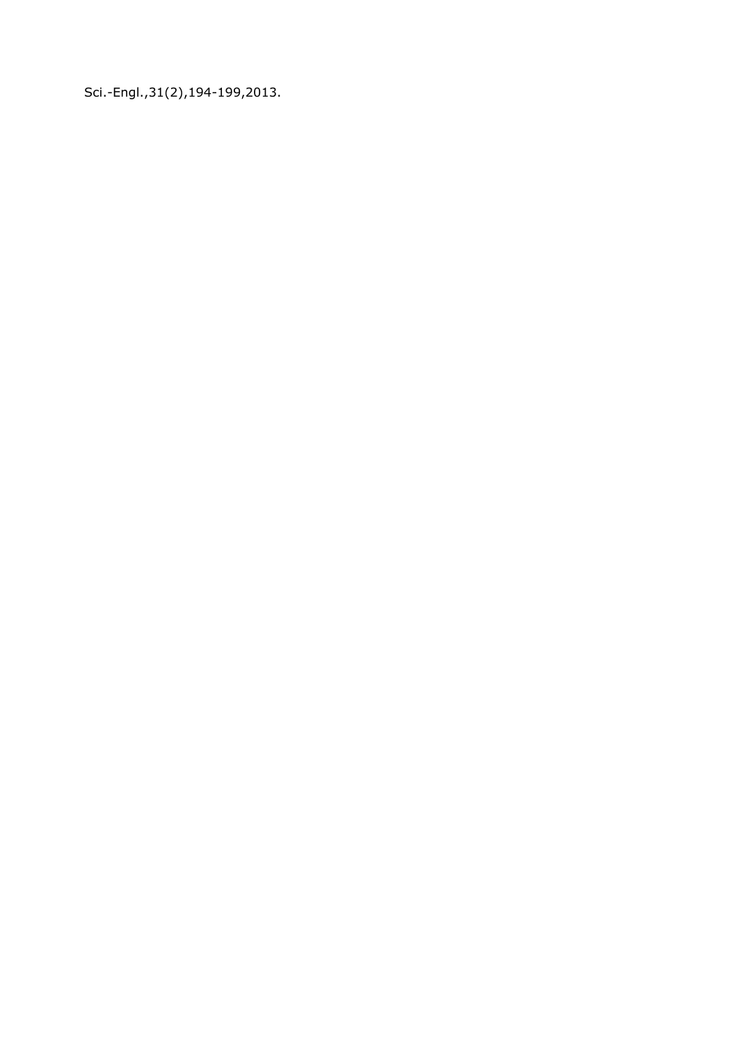Sci.-Engl.,31(2),194-199,2013.